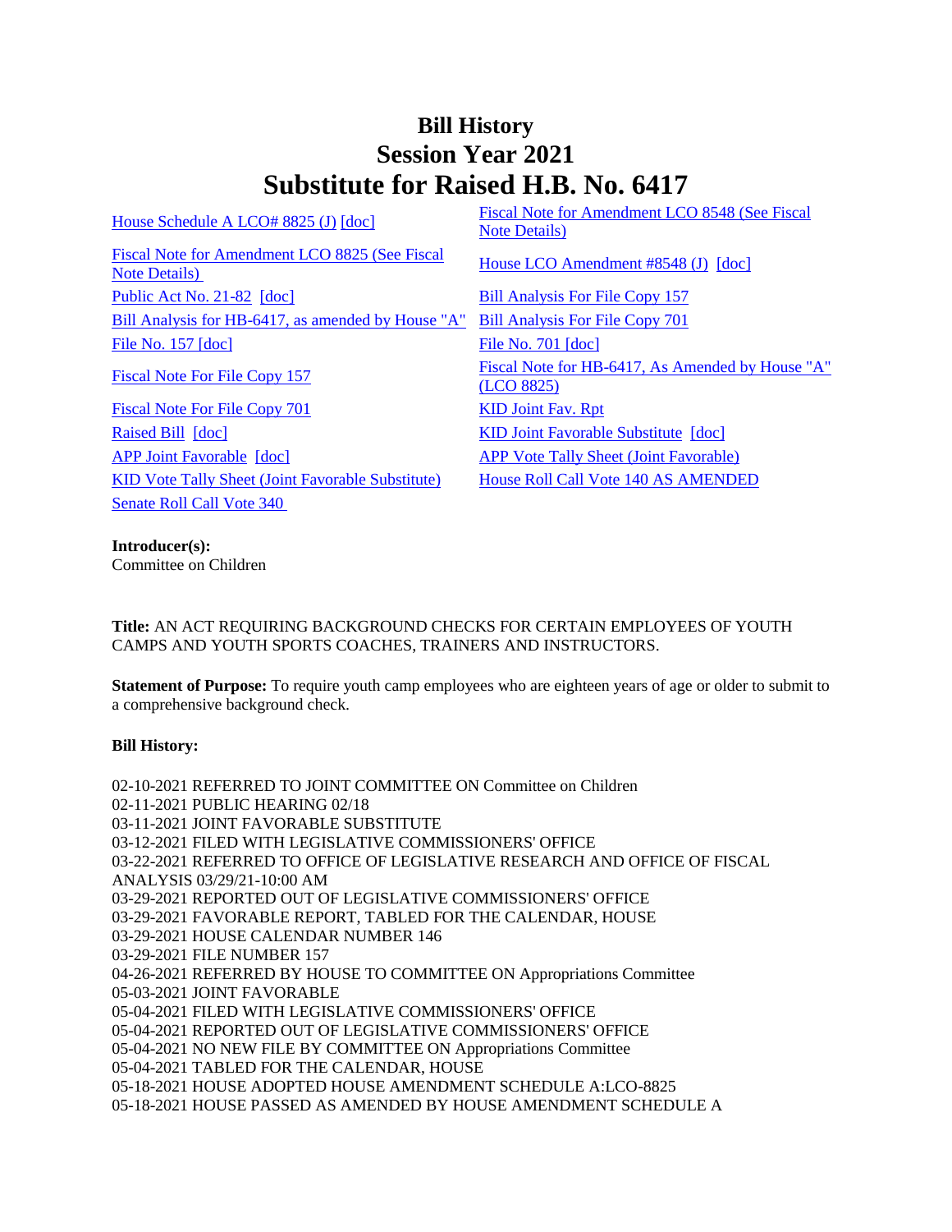# Bill History
# Session Year 2021
# Substitute for Raised H.B. No. 6417

| | |
|---|---|
| House Schedule A LCO# 8825 (J) [doc] | Fiscal Note for Amendment LCO 8548 (See Fiscal Note Details) |
| Fiscal Note for Amendment LCO 8825 (See Fiscal Note Details) | House LCO Amendment #8548 (J) [doc] |
| Public Act No. 21-82 [doc] | Bill Analysis For File Copy 157 |
| Bill Analysis for HB-6417, as amended by House "A" | Bill Analysis For File Copy 701 |
| File No. 157 [doc] | File No. 701 [doc] |
| Fiscal Note For File Copy 157 | Fiscal Note for HB-6417, As Amended by House "A" (LCO 8825) |
| Fiscal Note For File Copy 701 | KID Joint Fav. Rpt |
| Raised Bill [doc] | KID Joint Favorable Substitute [doc] |
| APP Joint Favorable [doc] | APP Vote Tally Sheet (Joint Favorable) |
| KID Vote Tally Sheet (Joint Favorable Substitute) | House Roll Call Vote 140 AS AMENDED |
| Senate Roll Call Vote 340 | |

**Introducer(s):**
Committee on Children

**Title:** AN ACT REQUIRING BACKGROUND CHECKS FOR CERTAIN EMPLOYEES OF YOUTH CAMPS AND YOUTH SPORTS COACHES, TRAINERS AND INSTRUCTORS.

**Statement of Purpose:** To require youth camp employees who are eighteen years of age or older to submit to a comprehensive background check.

**Bill History:**

02-10-2021 REFERRED TO JOINT COMMITTEE ON Committee on Children
02-11-2021 PUBLIC HEARING 02/18
03-11-2021 JOINT FAVORABLE SUBSTITUTE
03-12-2021 FILED WITH LEGISLATIVE COMMISSIONERS' OFFICE
03-22-2021 REFERRED TO OFFICE OF LEGISLATIVE RESEARCH AND OFFICE OF FISCAL ANALYSIS 03/29/21-10:00 AM
03-29-2021 REPORTED OUT OF LEGISLATIVE COMMISSIONERS' OFFICE
03-29-2021 FAVORABLE REPORT, TABLED FOR THE CALENDAR, HOUSE
03-29-2021 HOUSE CALENDAR NUMBER 146
03-29-2021 FILE NUMBER 157
04-26-2021 REFERRED BY HOUSE TO COMMITTEE ON Appropriations Committee
05-03-2021 JOINT FAVORABLE
05-04-2021 FILED WITH LEGISLATIVE COMMISSIONERS' OFFICE
05-04-2021 REPORTED OUT OF LEGISLATIVE COMMISSIONERS' OFFICE
05-04-2021 NO NEW FILE BY COMMITTEE ON Appropriations Committee
05-04-2021 TABLED FOR THE CALENDAR, HOUSE
05-18-2021 HOUSE ADOPTED HOUSE AMENDMENT SCHEDULE A:LCO-8825
05-18-2021 HOUSE PASSED AS AMENDED BY HOUSE AMENDMENT SCHEDULE A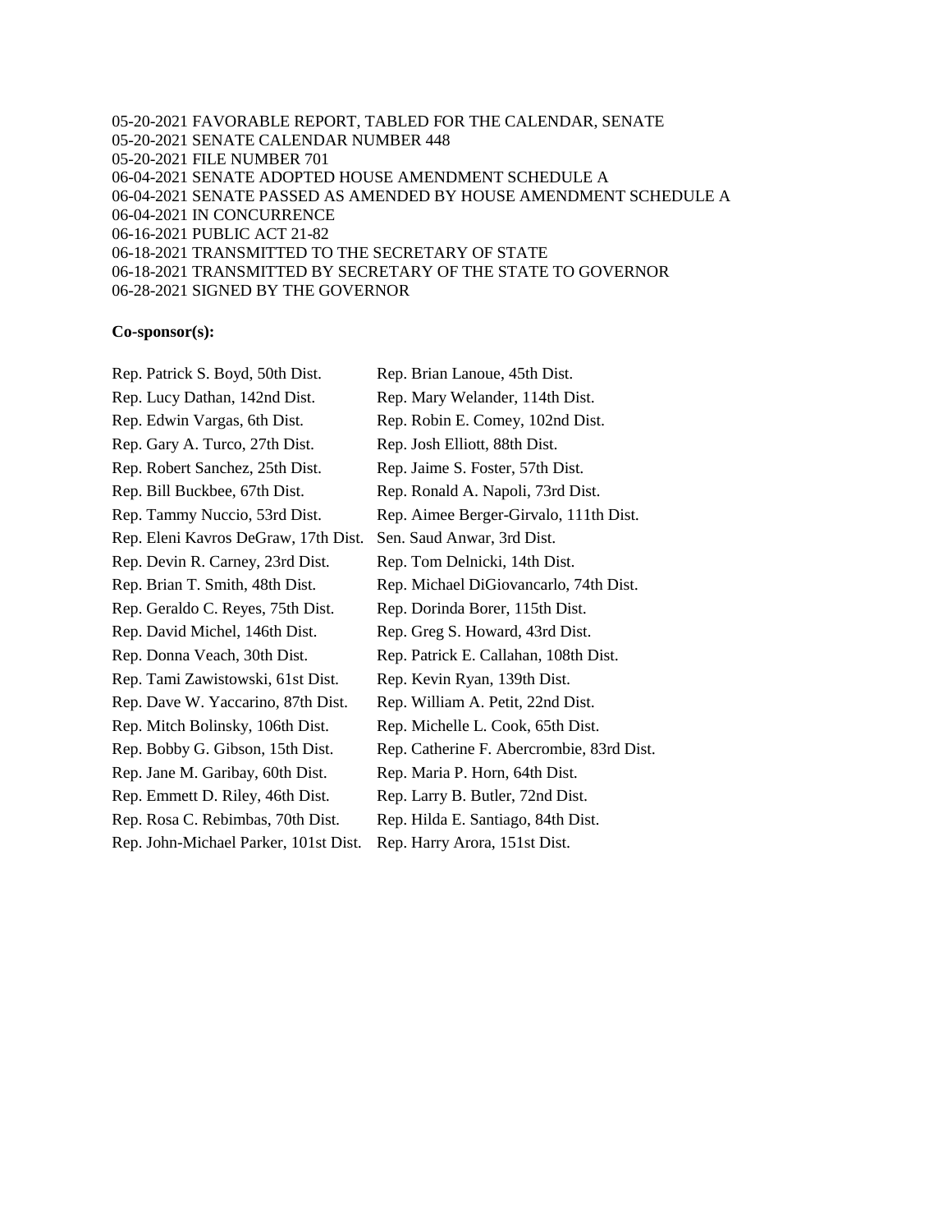05-20-2021 FAVORABLE REPORT, TABLED FOR THE CALENDAR, SENATE
05-20-2021 SENATE CALENDAR NUMBER 448
05-20-2021 FILE NUMBER 701
06-04-2021 SENATE ADOPTED HOUSE AMENDMENT SCHEDULE A
06-04-2021 SENATE PASSED AS AMENDED BY HOUSE AMENDMENT SCHEDULE A
06-04-2021 IN CONCURRENCE
06-16-2021 PUBLIC ACT 21-82
06-18-2021 TRANSMITTED TO THE SECRETARY OF STATE
06-18-2021 TRANSMITTED BY SECRETARY OF THE STATE TO GOVERNOR
06-28-2021 SIGNED BY THE GOVERNOR

**Co-sponsor(s):**

| | |
|---|---|
| Rep. Patrick S. Boyd, 50th Dist. | Rep. Brian Lanoue, 45th Dist. |
| Rep. Lucy Dathan, 142nd Dist. | Rep. Mary Welander, 114th Dist. |
| Rep. Edwin Vargas, 6th Dist. | Rep. Robin E. Comey, 102nd Dist. |
| Rep. Gary A. Turco, 27th Dist. | Rep. Josh Elliott, 88th Dist. |
| Rep. Robert Sanchez, 25th Dist. | Rep. Jaime S. Foster, 57th Dist. |
| Rep. Bill Buckbee, 67th Dist. | Rep. Ronald A. Napoli, 73rd Dist. |
| Rep. Tammy Nuccio, 53rd Dist. | Rep. Aimee Berger-Girvalo, 111th Dist. |
| Rep. Eleni Kavros DeGraw, 17th Dist. | Sen. Saud Anwar, 3rd Dist. |
| Rep. Devin R. Carney, 23rd Dist. | Rep. Tom Delnicki, 14th Dist. |
| Rep. Brian T. Smith, 48th Dist. | Rep. Michael DiGiovancarlo, 74th Dist. |
| Rep. Geraldo C. Reyes, 75th Dist. | Rep. Dorinda Borer, 115th Dist. |
| Rep. David Michel, 146th Dist. | Rep. Greg S. Howard, 43rd Dist. |
| Rep. Donna Veach, 30th Dist. | Rep. Patrick E. Callahan, 108th Dist. |
| Rep. Tami Zawistowski, 61st Dist. | Rep. Kevin Ryan, 139th Dist. |
| Rep. Dave W. Yaccarino, 87th Dist. | Rep. William A. Petit, 22nd Dist. |
| Rep. Mitch Bolinsky, 106th Dist. | Rep. Michelle L. Cook, 65th Dist. |
| Rep. Bobby G. Gibson, 15th Dist. | Rep. Catherine F. Abercrombie, 83rd Dist. |
| Rep. Jane M. Garibay, 60th Dist. | Rep. Maria P. Horn, 64th Dist. |
| Rep. Emmett D. Riley, 46th Dist. | Rep. Larry B. Butler, 72nd Dist. |
| Rep. Rosa C. Rebimbas, 70th Dist. | Rep. Hilda E. Santiago, 84th Dist. |
| Rep. John-Michael Parker, 101st Dist. | Rep. Harry Arora, 151st Dist. |